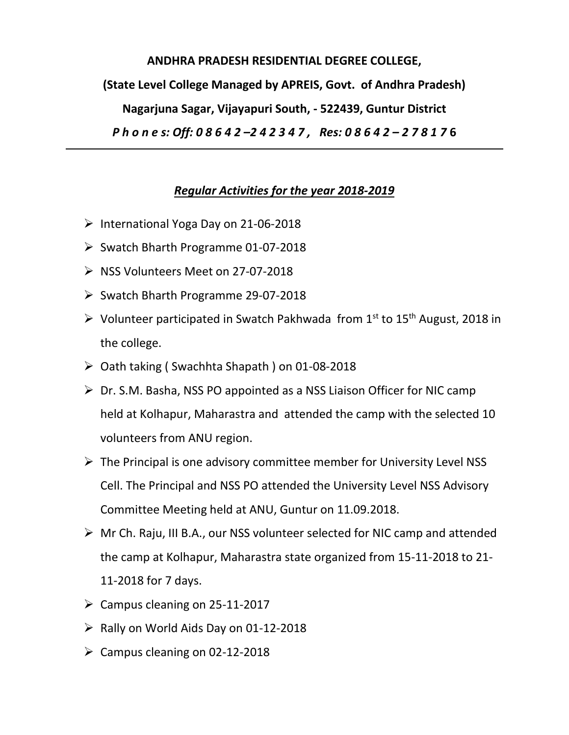**ANDHRA PRADESH RESIDENTIAL DEGREE COLLEGE,**

**(State Level College Managed by APREIS, Govt. of Andhra Pradesh)**

**Nagarjuna Sagar, Vijayapuri South, - 522439, Guntur District**

***P h o n e s: Off: 0 8 6 4 2 –2 4 2 3 4 7 , Res: 0 8 6 4 2 – 2 7 8 1 7 6***

---

## ***Regular Activities for the year 2018-2019***

- International Yoga Day on 21-06-2018
- Swatch Bharth Programme 01-07-2018
- NSS Volunteers Meet on 27-07-2018
- Swatch Bharth Programme 29-07-2018
- Volunteer participated in Swatch Pakhwada from 1st to 15th August, 2018 in the college.
- Oath taking ( Swachhta Shapath ) on 01-08-2018
- Dr. S.M. Basha, NSS PO appointed as a NSS Liaison Officer for NIC camp held at Kolhapur, Maharastra and attended the camp with the selected 10 volunteers from ANU region.
- The Principal is one advisory committee member for University Level NSS Cell. The Principal and NSS PO attended the University Level NSS Advisory Committee Meeting held at ANU, Guntur on 11.09.2018.
- Mr Ch. Raju, III B.A., our NSS volunteer selected for NIC camp and attended the camp at Kolhapur, Maharastra state organized from 15-11-2018 to 21-11-2018 for 7 days.
- Campus cleaning on 25-11-2017
- Rally on World Aids Day on 01-12-2018
- Campus cleaning on 02-12-2018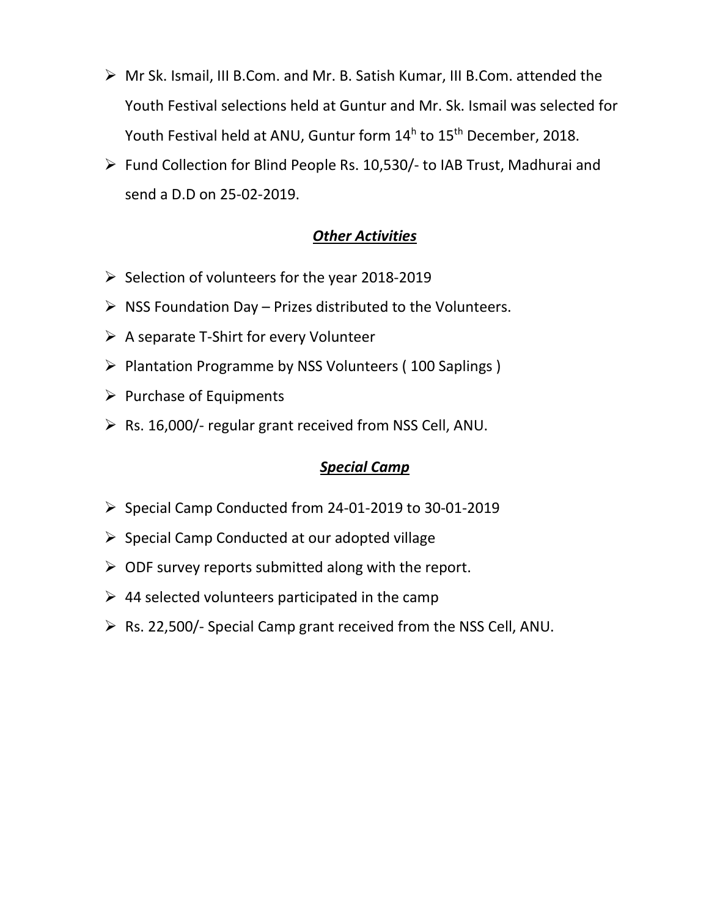- Mr Sk. Ismail, III B.Com. and Mr. B. Satish Kumar, III B.Com. attended the Youth Festival selections held at Guntur and Mr. Sk. Ismail was selected for Youth Festival held at ANU, Guntur form 14h to 15th December, 2018.
- Fund Collection for Blind People Rs. 10,530/- to IAB Trust, Madhurai and send a D.D on 25-02-2019.

## *Other Activities*

- Selection of volunteers for the year 2018-2019
- NSS Foundation Day – Prizes distributed to the Volunteers.
- A separate T-Shirt for every Volunteer
- Plantation Programme by NSS Volunteers ( 100 Saplings )
- Purchase of Equipments
- Rs. 16,000/- regular grant received from NSS Cell, ANU.

## *Special Camp*

- Special Camp Conducted from 24-01-2019 to 30-01-2019
- Special Camp Conducted at our adopted village
- ODF survey reports submitted along with the report.
- 44 selected volunteers participated in the camp
- Rs. 22,500/- Special Camp grant received from the NSS Cell, ANU.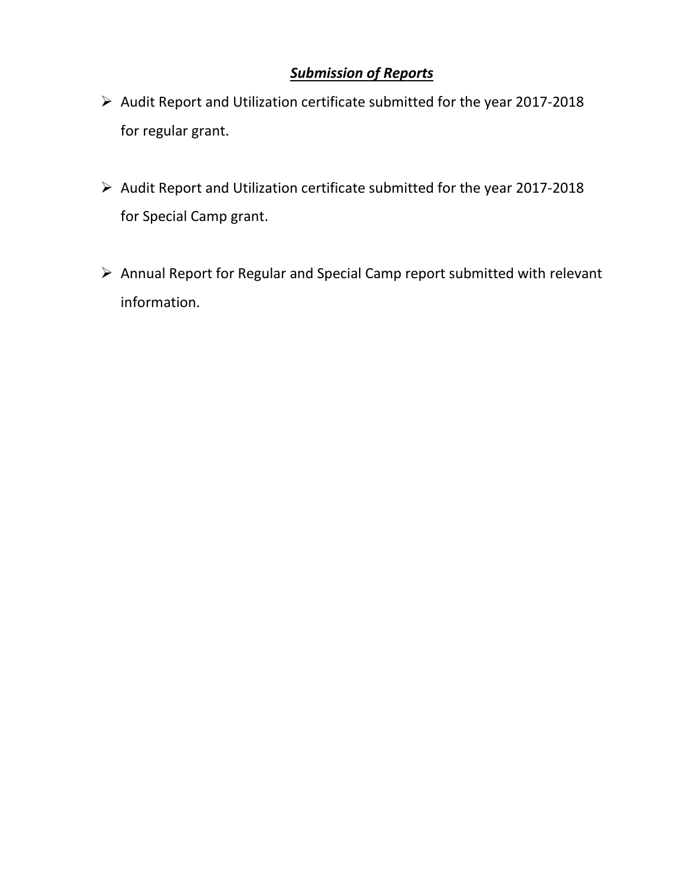## ***Submission of Reports***

- Audit Report and Utilization certificate submitted for the year 2017-2018 for regular grant.

- Audit Report and Utilization certificate submitted for the year 2017-2018 for Special Camp grant.

- Annual Report for Regular and Special Camp report submitted with relevant information.